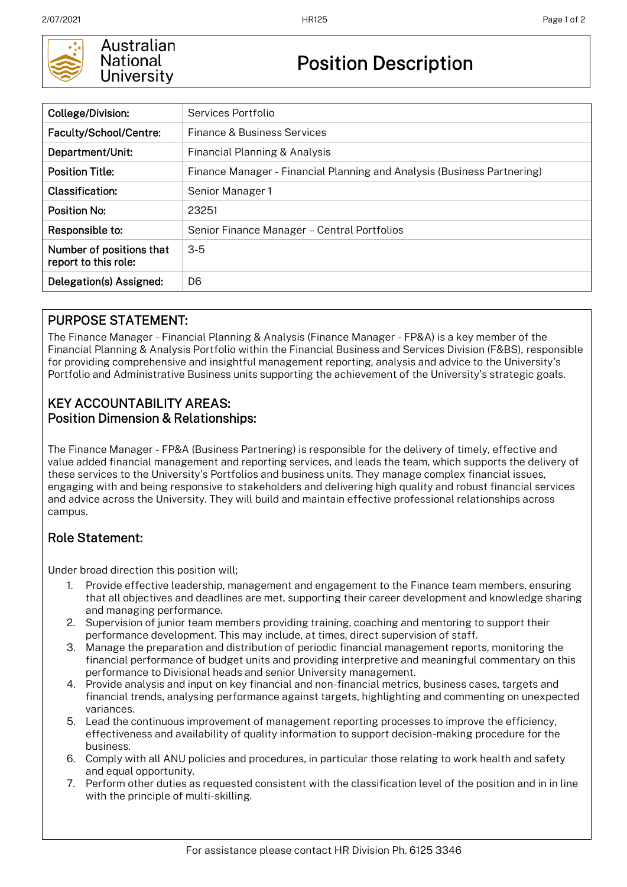Australian National University

# Position Description

| College/Division: | Services Portfolio |
|---|---|
| Faculty/School/Centre: | Finance & Business Services |
| Department/Unit: | Financial Planning & Analysis |
| Position Title: | Finance Manager - Financial Planning and Analysis (Business Partnering) |
| Classification: | Senior Manager 1 |
| Position No: | 23251 |
| Responsible to: | Senior Finance Manager – Central Portfolios |
| Number of positions that report to this role: | 3-5 |
| Delegation(s) Assigned: | D6 |

## PURPOSE STATEMENT:

The Finance Manager - Financial Planning & Analysis (Finance Manager - FP&A) is a key member of the Financial Planning & Analysis Portfolio within the Financial Business and Services Division (F&BS), responsible for providing comprehensive and insightful management reporting, analysis and advice to the University's Portfolio and Administrative Business units supporting the achievement of the University's strategic goals.

## KEY ACCOUNTABILITY AREAS:
## Position Dimension & Relationships:

The Finance Manager - FP&A (Business Partnering) is responsible for the delivery of timely, effective and value added financial management and reporting services, and leads the team, which supports the delivery of these services to the University's Portfolios and business units. They manage complex financial issues, engaging with and being responsive to stakeholders and delivering high quality and robust financial services and advice across the University. They will build and maintain effective professional relationships across campus.

## Role Statement:

Under broad direction this position will;

1. Provide effective leadership, management and engagement to the Finance team members, ensuring that all objectives and deadlines are met, supporting their career development and knowledge sharing and managing performance.
2. Supervision of junior team members providing training, coaching and mentoring to support their performance development. This may include, at times, direct supervision of staff.
3. Manage the preparation and distribution of periodic financial management reports, monitoring the financial performance of budget units and providing interpretive and meaningful commentary on this performance to Divisional heads and senior University management.
4. Provide analysis and input on key financial and non-financial metrics, business cases, targets and financial trends, analysing performance against targets, highlighting and commenting on unexpected variances.
5. Lead the continuous improvement of management reporting processes to improve the efficiency, effectiveness and availability of quality information to support decision-making procedure for the business.
6. Comply with all ANU policies and procedures, in particular those relating to work health and safety and equal opportunity.
7. Perform other duties as requested consistent with the classification level of the position and in in line with the principle of multi-skilling.

For assistance please contact HR Division Ph. 6125 3346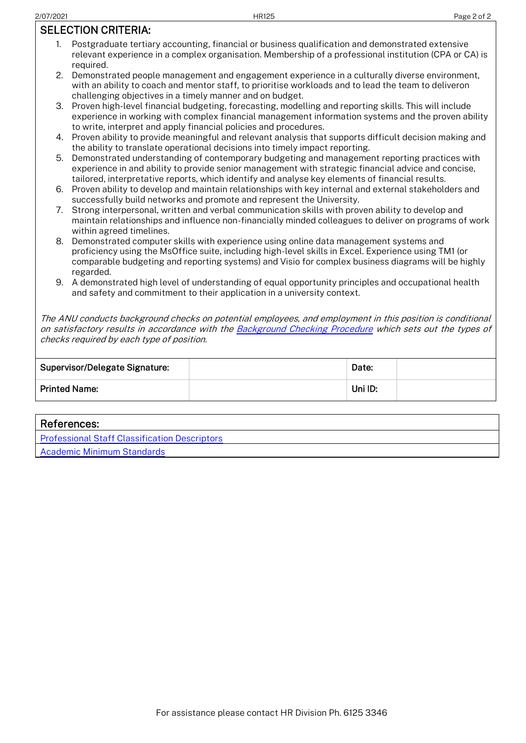## SELECTION CRITERIA:

1. Postgraduate tertiary accounting, financial or business qualification and demonstrated extensive relevant experience in a complex organisation. Membership of a professional institution (CPA or CA) is required.
2. Demonstrated people management and engagement experience in a culturally diverse environment, with an ability to coach and mentor staff, to prioritise workloads and to lead the team to deliveron challenging objectives in a timely manner and on budget.
3. Proven high-level financial budgeting, forecasting, modelling and reporting skills. This will include experience in working with complex financial management information systems and the proven ability to write, interpret and apply financial policies and procedures.
4. Proven ability to provide meaningful and relevant analysis that supports difficult decision making and the ability to translate operational decisions into timely impact reporting.
5. Demonstrated understanding of contemporary budgeting and management reporting practices with experience in and ability to provide senior management with strategic financial advice and concise, tailored, interpretative reports, which identify and analyse key elements of financial results.
6. Proven ability to develop and maintain relationships with key internal and external stakeholders and successfully build networks and promote and represent the University.
7. Strong interpersonal, written and verbal communication skills with proven ability to develop and maintain relationships and influence non-financially minded colleagues to deliver on programs of work within agreed timelines.
8. Demonstrated computer skills with experience using online data management systems and proficiency using the MsOffice suite, including high-level skills in Excel. Experience using TM1 (or comparable budgeting and reporting systems) and Visio for complex business diagrams will be highly regarded.
9. A demonstrated high level of understanding of equal opportunity principles and occupational health and safety and commitment to their application in a university context.

*The ANU conducts background checks on potential employees, and employment in this position is conditional on satisfactory results in accordance with the [Background Checking Procedure] which sets out the types of checks required by each type of position.*

| | | | |
|---|---|---|---|
| **Supervisor/Delegate Signature:** | | **Date:** | |
| **Printed Name:** | | **Uni ID:** | |

| References: |
|---|
| Professional Staff Classification Descriptors |
| Academic Minimum Standards |

For assistance please contact HR Division Ph. 6125 3346